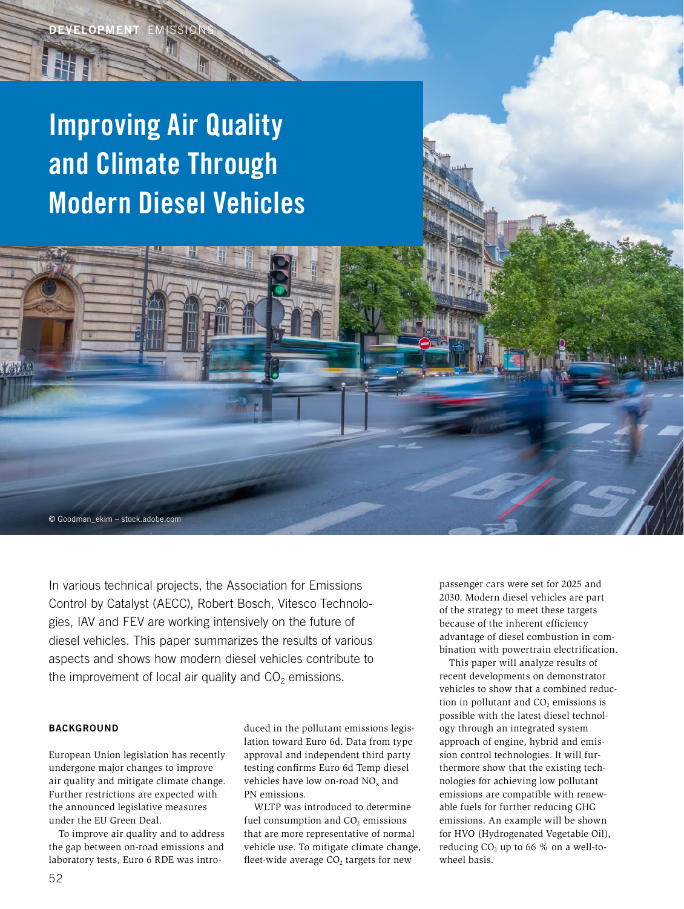# Improving Air Quality and Climate Through Modern Diesel Vehicles

© Goodman_ekim – stock.adobe.com

In various technical projects, the Association for Emissions Control by Catalyst (AECC), Robert Bosch, Vitesco Technologies, IAV and FEV are working intensively on the future of diesel vehicles. This paper summarizes the results of various aspects and shows how modern diesel vehicles contribute to the improvement of local air quality and $CO_2$ emissions.

## BACKGROUND

European Union legislation has recently undergone major changes to improve air quality and mitigate climate change. Further restrictions are expected with the announced legislative measures under the EU Green Deal.

To improve air quality and to address the gap between on-road emissions and laboratory tests, Euro 6 RDE was introduced in the pollutant emissions legislation toward Euro 6d. Data from type approval and independent third party testing confirms Euro 6d Temp diesel vehicles have low on-road $NO_x$ and PN emissions.

WLTP was introduced to determine fuel consumption and $CO_2$ emissions that are more representative of normal vehicle use. To mitigate climate change, fleet-wide average $CO_2$ targets for new passenger cars were set for 2025 and 2030. Modern diesel vehicles are part of the strategy to meet these targets because of the inherent efficiency advantage of diesel combustion in combination with powertrain electrification.

This paper will analyze results of recent developments on demonstrator vehicles to show that a combined reduction in pollutant and $CO_2$ emissions is possible with the latest diesel technology through an integrated system approach of engine, hybrid and emission control technologies. It will furthermore show that the existing technologies for achieving low pollutant emissions are compatible with renewable fuels for further reducing GHG emissions. An example will be shown for HVO (Hydrogenated Vegetable Oil), reducing $CO_2$ up to 66 % on a well-to-wheel basis.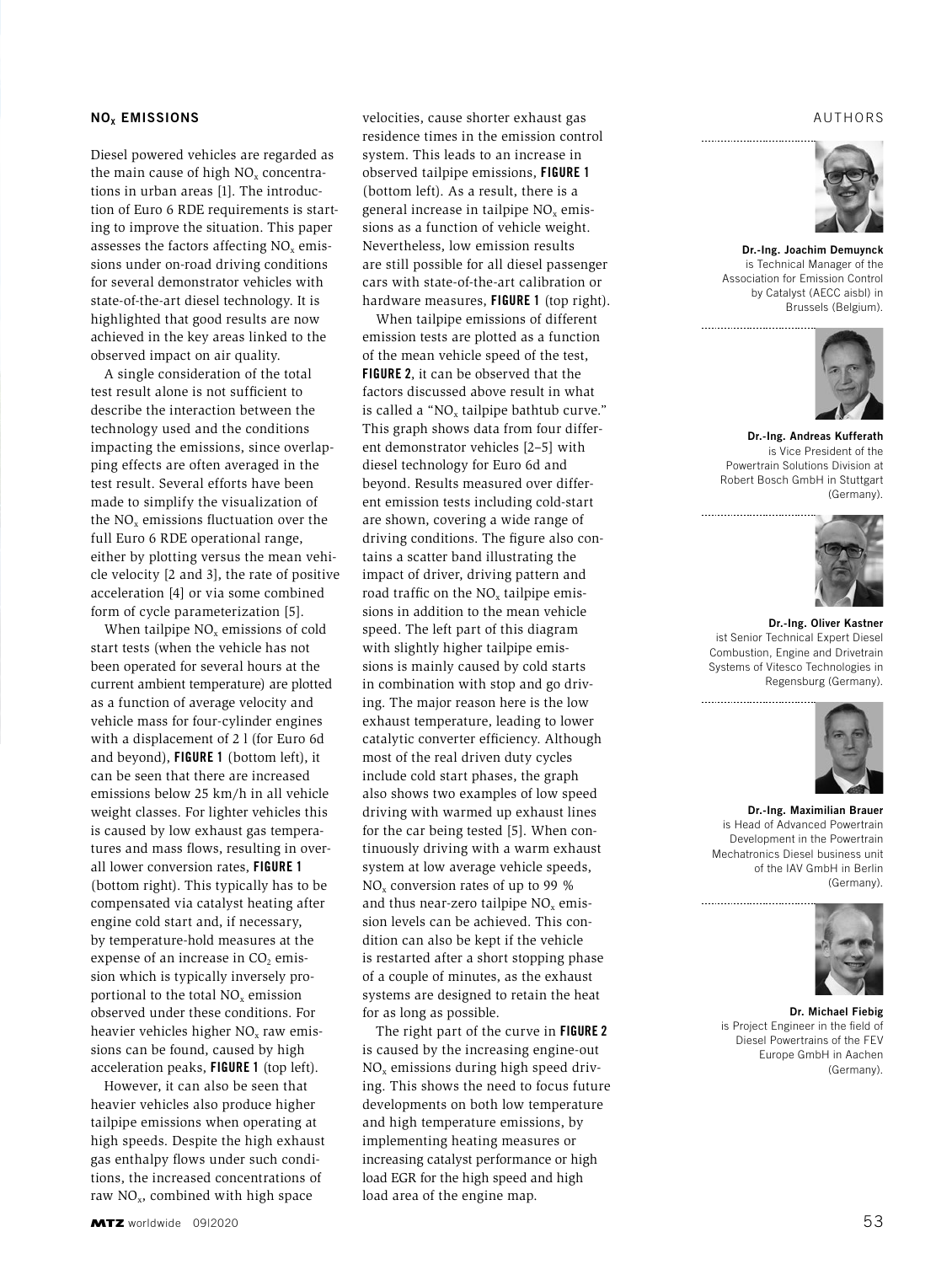## $NO_x$ EMISSIONS

Diesel powered vehicles are regarded as the main cause of high $NO_x$ concentrations in urban areas [1]. The introduction of Euro 6 RDE requirements is starting to improve the situation. This paper assesses the factors affecting $NO_x$ emissions under on-road driving conditions for several demonstrator vehicles with state-of-the-art diesel technology. It is highlighted that good results are now achieved in the key areas linked to the observed impact on air quality.

A single consideration of the total test result alone is not sufficient to describe the interaction between the technology used and the conditions impacting the emissions, since overlapping effects are often averaged in the test result. Several efforts have been made to simplify the visualization of the $NO_x$ emissions fluctuation over the full Euro 6 RDE operational range, either by plotting versus the mean vehicle velocity [2 and 3], the rate of positive acceleration [4] or via some combined form of cycle parameterization [5].

When tailpipe $NO_x$ emissions of cold start tests (when the vehicle has not been operated for several hours at the current ambient temperature) are plotted as a function of average velocity and vehicle mass for four-cylinder engines with a displacement of 2 l (for Euro 6d and beyond), **FIGURE 1** (bottom left), it can be seen that there are increased emissions below 25 km/h in all vehicle weight classes. For lighter vehicles this is caused by low exhaust gas temperatures and mass flows, resulting in overall lower conversion rates, **FIGURE 1** (bottom right). This typically has to be compensated via catalyst heating after engine cold start and, if necessary, by temperature-hold measures at the expense of an increase in $CO_2$ emission which is typically inversely proportional to the total $NO_x$ emission observed under these conditions. For heavier vehicles higher $NO_x$ raw emissions can be found, caused by high acceleration peaks, **FIGURE 1** (top left).

However, it can also be seen that heavier vehicles also produce higher tailpipe emissions when operating at high speeds. Despite the high exhaust gas enthalpy flows under such conditions, the increased concentrations of raw $NO_x$, combined with high space velocities, cause shorter exhaust gas residence times in the emission control system. This leads to an increase in observed tailpipe emissions, **FIGURE 1** (bottom left). As a result, there is a general increase in tailpipe $NO_x$ emissions as a function of vehicle weight. Nevertheless, low emission results are still possible for all diesel passenger cars with state-of-the-art calibration or hardware measures, **FIGURE 1** (top right).

When tailpipe emissions of different emission tests are plotted as a function of the mean vehicle speed of the test, **FIGURE 2**, it can be observed that the factors discussed above result in what is called a "$NO_x$ tailpipe bathtub curve." This graph shows data from four different demonstrator vehicles [2–5] with diesel technology for Euro 6d and beyond. Results measured over different emission tests including cold-start are shown, covering a wide range of driving conditions. The figure also contains a scatter band illustrating the impact of driver, driving pattern and road traffic on the $NO_x$ tailpipe emissions in addition to the mean vehicle speed. The left part of this diagram with slightly higher tailpipe emissions is mainly caused by cold starts in combination with stop and go driving. The major reason here is the low exhaust temperature, leading to lower catalytic converter efficiency. Although most of the real driven duty cycles include cold start phases, the graph also shows two examples of low speed driving with warmed up exhaust lines for the car being tested [5]. When continuously driving with a warm exhaust system at low average vehicle speeds, $NO_x$ conversion rates of up to 99 % and thus near-zero tailpipe $NO_x$ emission levels can be achieved. This condition can also be kept if the vehicle is restarted after a short stopping phase of a couple of minutes, as the exhaust systems are designed to retain the heat for as long as possible.

The right part of the curve in **FIGURE 2** is caused by the increasing engine-out $NO_x$ emissions during high speed driving. This shows the need to focus future developments on both low temperature and high temperature emissions, by implementing heating measures or increasing catalyst performance or high load EGR for the high speed and high load area of the engine map.

AUTHORS

**Dr.-Ing. Joachim Demuynck** is Technical Manager of the Association for Emission Control by Catalyst (AECC aisbl) in Brussels (Belgium).

**Dr.-Ing. Andreas Kufferath** is Vice President of the Powertrain Solutions Division at Robert Bosch GmbH in Stuttgart (Germany).

**Dr.-Ing. Oliver Kastner** ist Senior Technical Expert Diesel Combustion, Engine and Drivetrain Systems of Vitesco Technologies in Regensburg (Germany).

**Dr.-Ing. Maximilian Brauer** is Head of Advanced Powertrain Development in the Powertrain Mechatronics Diesel business unit of the IAV GmbH in Berlin (Germany).

**Dr. Michael Fiebig** is Project Engineer in the field of Diesel Powertrains of the FEV Europe GmbH in Aachen (Germany).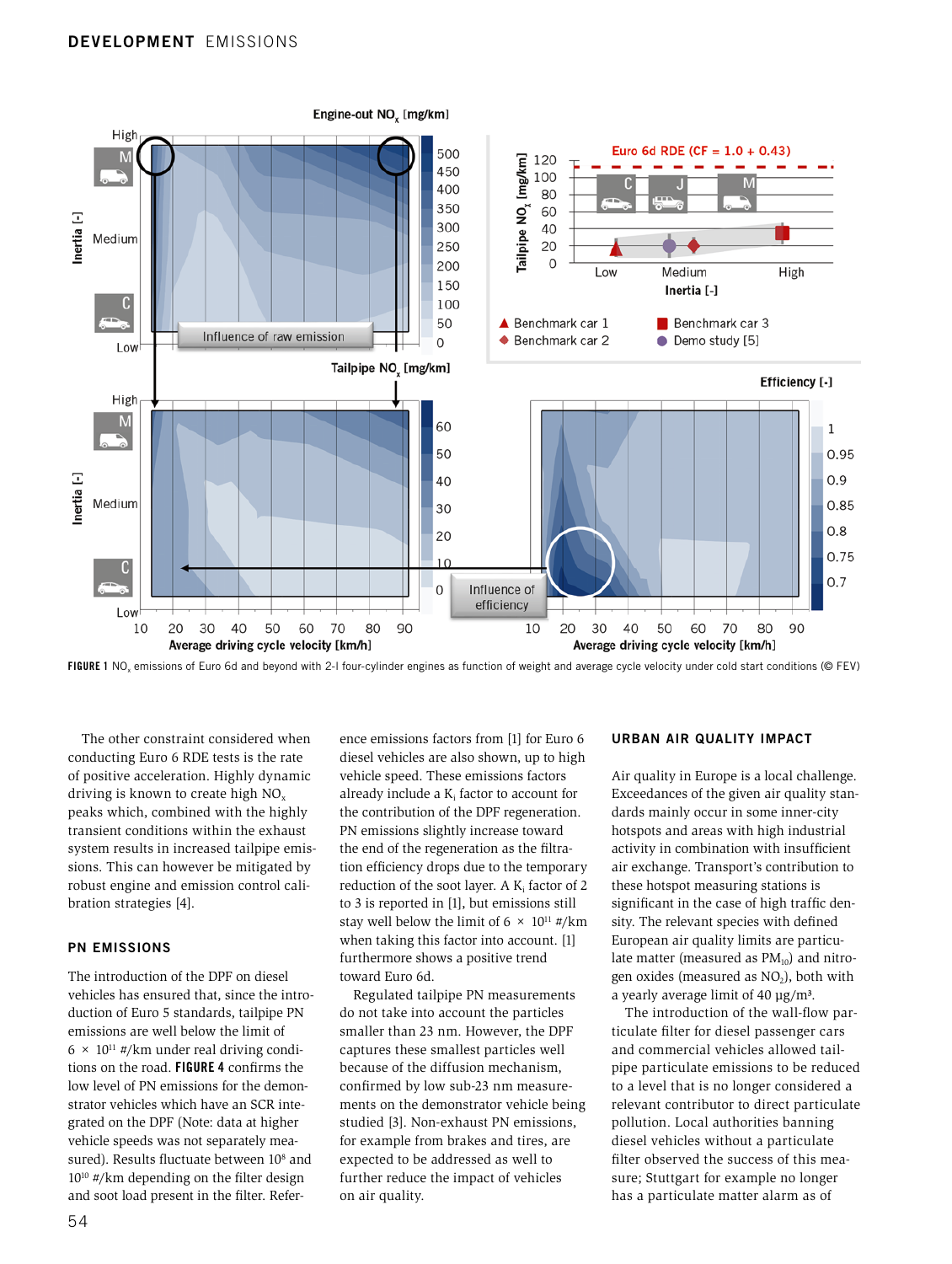FIGURE 1 $NO_x$ emissions of Euro 6d and beyond with 2-l four-cylinder engines as function of weight and average cycle velocity under cold start conditions (© FEV)

The other constraint considered when conducting Euro 6 RDE tests is the rate of positive acceleration. Highly dynamic driving is known to create high $NO_x$ peaks which, combined with the highly transient conditions within the exhaust system results in increased tailpipe emissions. This can however be mitigated by robust engine and emission control calibration strategies [4].

## PN EMISSIONS

The introduction of the DPF on diesel vehicles has ensured that, since the introduction of Euro 5 standards, tailpipe PN emissions are well below the limit of $6 \times 10^{11}$ #/km under real driving conditions on the road. **FIGURE 4** confirms the low level of PN emissions for the demonstrator vehicles which have an SCR integrated on the DPF (Note: data at higher vehicle speeds was not separately measured). Results fluctuate between $10^8$ and $10^{10}$ #/km depending on the filter design and soot load present in the filter. Reference emissions factors from [1] for Euro 6 diesel vehicles are also shown, up to high vehicle speed. These emissions factors already include a $K_i$ factor to account for the contribution of the DPF regeneration. PN emissions slightly increase toward the end of the regeneration as the filtration efficiency drops due to the temporary reduction of the soot layer. A $K_i$ factor of 2 to 3 is reported in [1], but emissions still stay well below the limit of $6 \times 10^{11}$ #/km when taking this factor into account. [1] furthermore shows a positive trend toward Euro 6d.

Regulated tailpipe PN measurements do not take into account the particles smaller than 23 nm. However, the DPF captures these smallest particles well because of the diffusion mechanism, confirmed by low sub-23 nm measurements on the demonstrator vehicle being studied [3]. Non-exhaust PN emissions, for example from brakes and tires, are expected to be addressed as well to further reduce the impact of vehicles on air quality.

## URBAN AIR QUALITY IMPACT

Air quality in Europe is a local challenge. Exceedances of the given air quality standards mainly occur in some inner-city hotspots and areas with high industrial activity in combination with insufficient air exchange. Transport's contribution to these hotspot measuring stations is significant in the case of high traffic density. The relevant species with defined European air quality limits are particulate matter (measured as $PM_{10}$) and nitrogen oxides (measured as $NO_2$), both with a yearly average limit of 40 µg/m³.

The introduction of the wall-flow particulate filter for diesel passenger cars and commercial vehicles allowed tailpipe particulate emissions to be reduced to a level that is no longer considered a relevant contributor to direct particulate pollution. Local authorities banning diesel vehicles without a particulate filter observed the success of this measure; Stuttgart for example no longer has a particulate matter alarm as of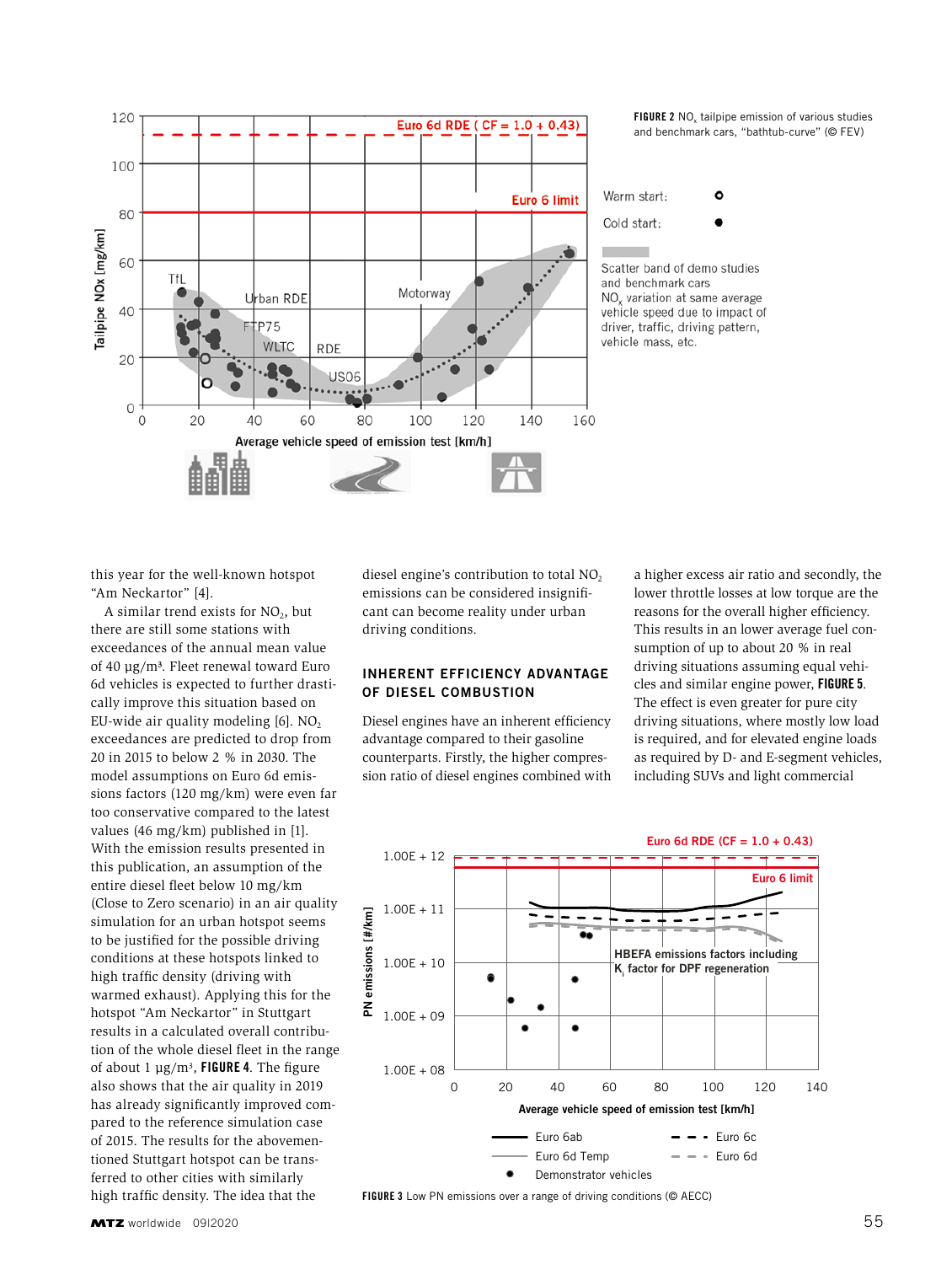**FIGURE 2** $NO_x$ tailpipe emission of various studies and benchmark cars, "bathtub-curve" (© FEV)

this year for the well-known hotspot "Am Neckartor" [4].

A similar trend exists for $NO_2$, but there are still some stations with exceedances of the annual mean value of 40 µg/m³. Fleet renewal toward Euro 6d vehicles is expected to further drastically improve this situation based on EU-wide air quality modeling [6]. $NO_2$ exceedances are predicted to drop from 20 in 2015 to below 2 % in 2030. The model assumptions on Euro 6d emissions factors (120 mg/km) were even far too conservative compared to the latest values (46 mg/km) published in [1]. With the emission results presented in this publication, an assumption of the entire diesel fleet below 10 mg/km (Close to Zero scenario) in an air quality simulation for an urban hotspot seems to be justified for the possible driving conditions at these hotspots linked to high traffic density (driving with warmed exhaust). Applying this for the hotspot "Am Neckartor" in Stuttgart results in a calculated overall contribution of the whole diesel fleet in the range of about 1 µg/m³, **FIGURE 4**. The figure also shows that the air quality in 2019 has already significantly improved compared to the reference simulation case of 2015. The results for the abovementioned Stuttgart hotspot can be transferred to other cities with similarly high traffic density. The idea that the diesel engine's contribution to total $NO_2$ emissions can be considered insignificant can become reality under urban driving conditions.

## INHERENT EFFICIENCY ADVANTAGE OF DIESEL COMBUSTION

Diesel engines have an inherent efficiency advantage compared to their gasoline counterparts. Firstly, the higher compression ratio of diesel engines combined with a higher excess air ratio and secondly, the lower throttle losses at low torque are the reasons for the overall higher efficiency. This results in an lower average fuel consumption of up to about 20 % in real driving situations assuming equal vehicles and similar engine power, **FIGURE 5**. The effect is even greater for pure city driving situations, where mostly low load is required, and for elevated engine loads as required by D- and E-segment vehicles, including SUVs and light commercial

**FIGURE 3** Low PN emissions over a range of driving conditions (© AECC)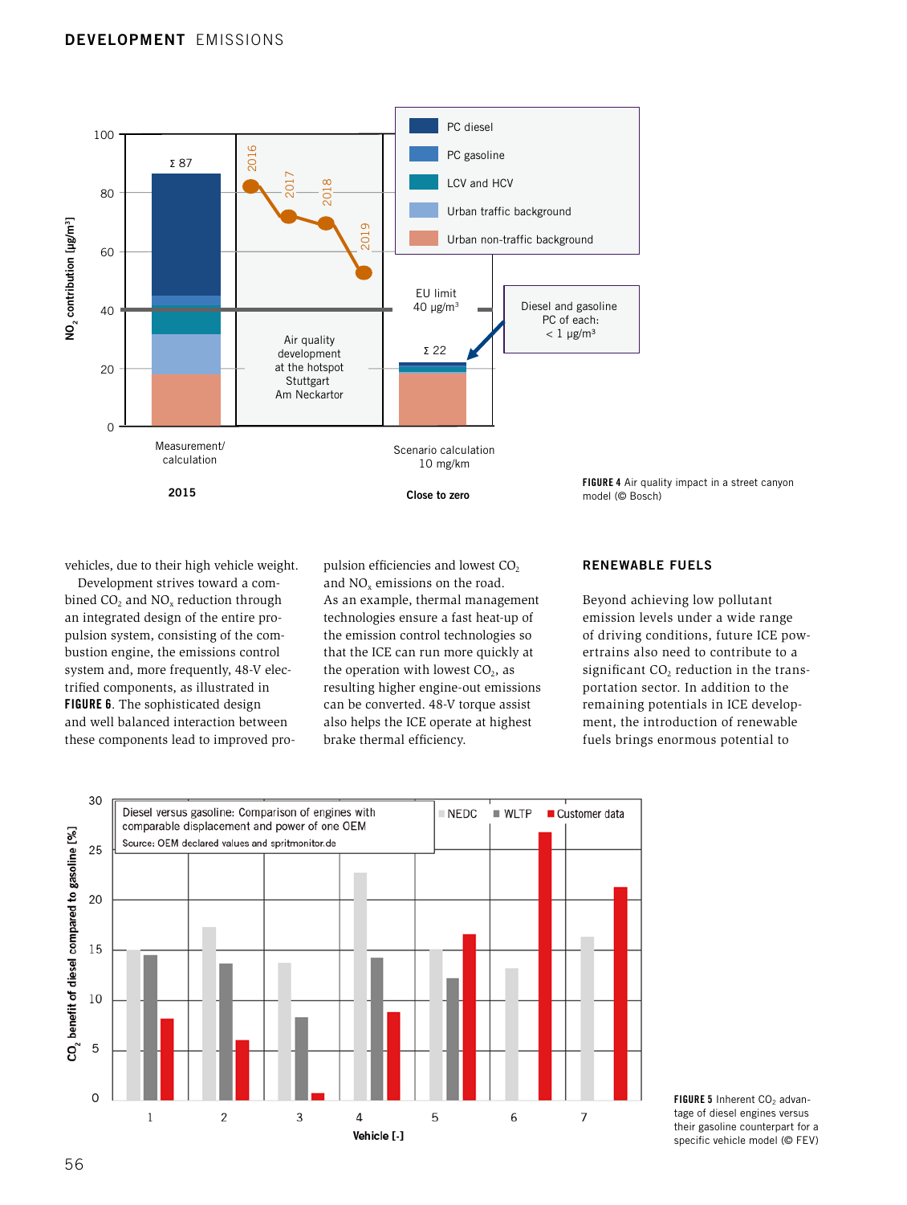FIGURE 4 Air quality impact in a street canyon model (© Bosch)

vehicles, due to their high vehicle weight.

Development strives toward a combined $CO_2$ and $NO_x$ reduction through an integrated design of the entire propulsion system, consisting of the combustion engine, the emissions control system and, more frequently, 48-V electrified components, as illustrated in **FIGURE 6**. The sophisticated design and well balanced interaction between these components lead to improved propulsion efficiencies and lowest $CO_2$ and $NO_x$ emissions on the road. As an example, thermal management technologies ensure a fast heat-up of the emission control technologies so that the ICE can run more quickly at the operation with lowest $CO_2$, as resulting higher engine-out emissions can be converted. 48-V torque assist also helps the ICE operate at highest brake thermal efficiency.

## RENEWABLE FUELS

Beyond achieving low pollutant emission levels under a wide range of driving conditions, future ICE powertrains also need to contribute to a significant $CO_2$ reduction in the transportation sector. In addition to the remaining potentials in ICE development, the introduction of renewable fuels brings enormous potential to

FIGURE 5 Inherent $CO_2$ advantage of diesel engines versus their gasoline counterpart for a specific vehicle model (© FEV)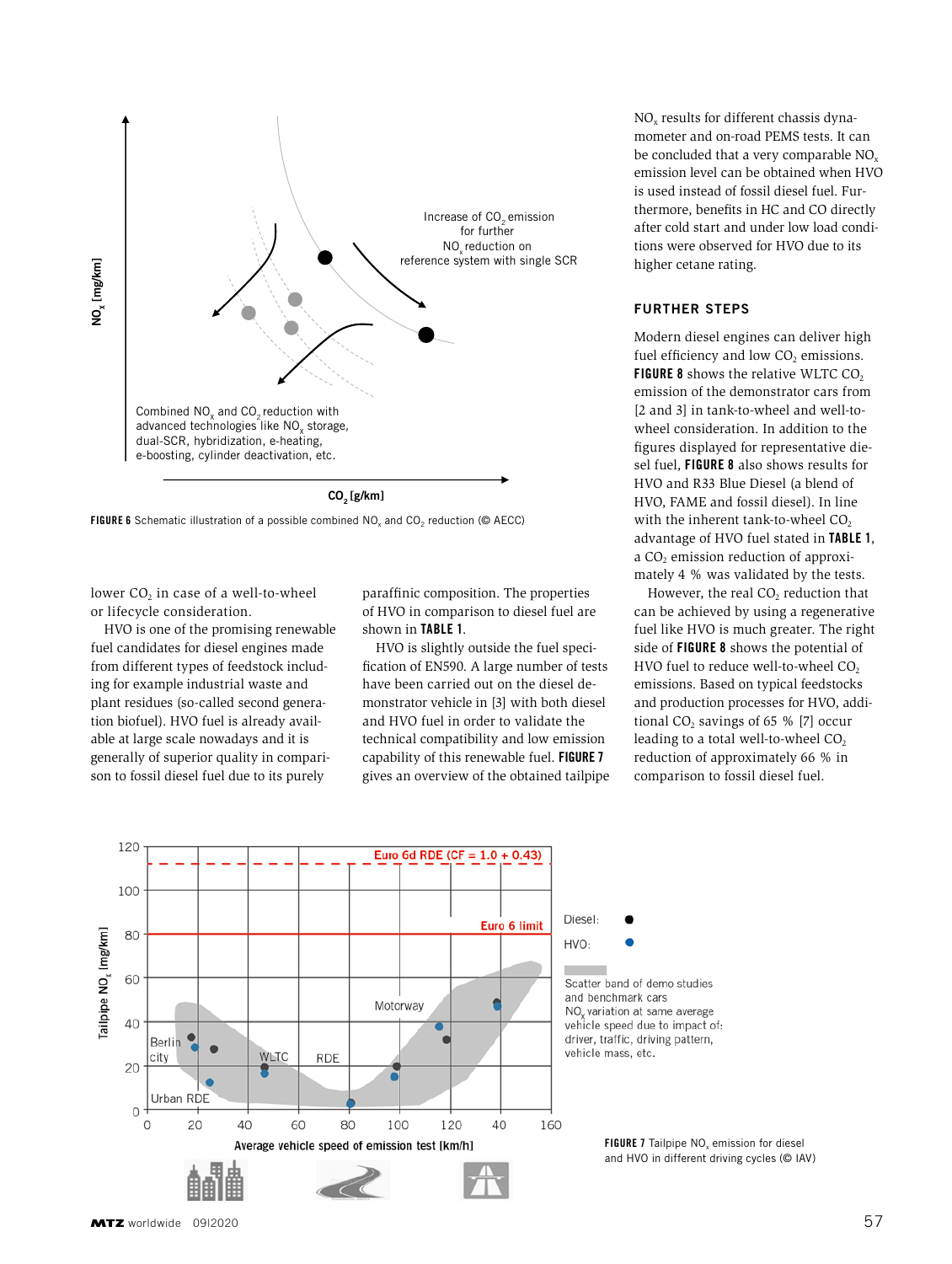FIGURE 6 Schematic illustration of a possible combined $NO_x$ and $CO_2$ reduction (© AECC)

lower $CO_2$ in case of a well-to-wheel or lifecycle consideration.

HVO is one of the promising renewable fuel candidates for diesel engines made from different types of feedstock including for example industrial waste and plant residues (so-called second generation biofuel). HVO fuel is already available at large scale nowadays and it is generally of superior quality in comparison to fossil diesel fuel due to its purely paraffinic composition. The properties of HVO in comparison to diesel fuel are shown in **TABLE 1**.

HVO is slightly outside the fuel specification of EN590. A large number of tests have been carried out on the diesel demonstrator vehicle in [3] with both diesel and HVO fuel in order to validate the technical compatibility and low emission capability of this renewable fuel. **FIGURE 7** gives an overview of the obtained tailpipe $NO_x$ results for different chassis dynamometer and on-road PEMS tests. It can be concluded that a very comparable $NO_x$ emission level can be obtained when HVO is used instead of fossil diesel fuel. Furthermore, benefits in HC and CO directly after cold start and under low load conditions were observed for HVO due to its higher cetane rating.

## FURTHER STEPS

Modern diesel engines can deliver high fuel efficiency and low $CO_2$ emissions. **FIGURE 8** shows the relative WLTC $CO_2$ emission of the demonstrator cars from [2 and 3] in tank-to-wheel and well-to-wheel consideration. In addition to the figures displayed for representative diesel fuel, **FIGURE 8** also shows results for HVO and R33 Blue Diesel (a blend of HVO, FAME and fossil diesel). In line with the inherent tank-to-wheel $CO_2$ advantage of HVO fuel stated in **TABLE 1**, a $CO_2$ emission reduction of approximately 4 % was validated by the tests.

However, the real $CO_2$ reduction that can be achieved by using a regenerative fuel like HVO is much greater. The right side of **FIGURE 8** shows the potential of HVO fuel to reduce well-to-wheel $CO_2$ emissions. Based on typical feedstocks and production processes for HVO, additional $CO_2$ savings of 65 % [7] occur leading to a total well-to-wheel $CO_2$ reduction of approximately 66 % in comparison to fossil diesel fuel.

FIGURE 7 Tailpipe $NO_x$ emission for diesel and HVO in different driving cycles (© IAV)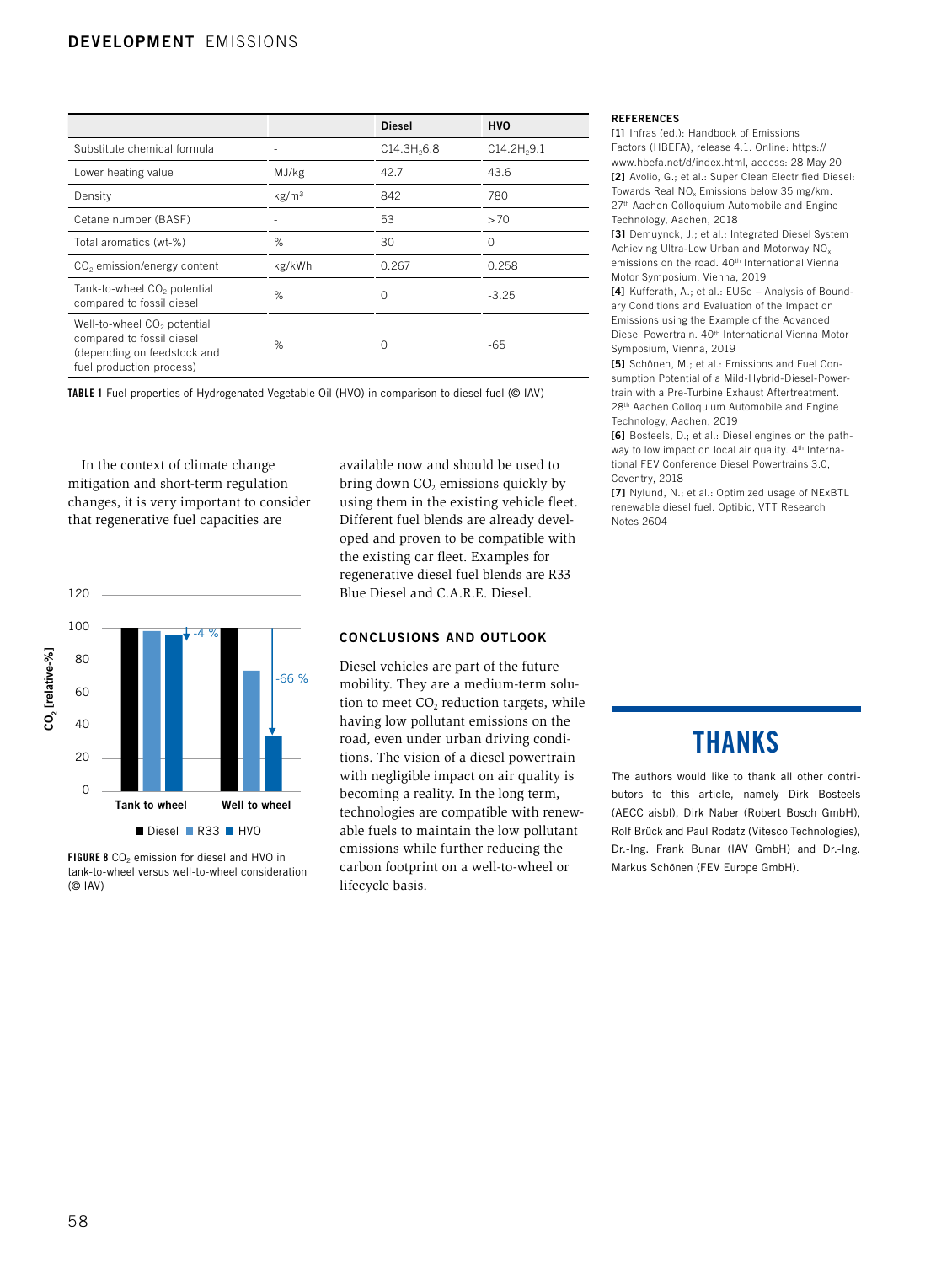| | | Diesel | HVO |
|---|---|---|---|
| Substitute chemical formula | - | C14.3$H_2$6.8 | C14.2$H_2$9.1 |
| Lower heating value | MJ/kg | 42.7 | 43.6 |
| Density | kg/m³ | 842 | 780 |
| Cetane number (BASF) | - | 53 | >70 |
| Total aromatics (wt-%) | % | 30 | 0 |
| $CO_2$ emission/energy content | kg/kWh | 0.267 | 0.258 |
| Tank-to-wheel $CO_2$ potential compared to fossil diesel | % | 0 | -3.25 |
| Well-to-wheel $CO_2$ potential compared to fossil diesel (depending on feedstock and fuel production process) | % | 0 | -65 |

**TABLE 1** Fuel properties of Hydrogenated Vegetable Oil (HVO) in comparison to diesel fuel (© IAV)

In the context of climate change mitigation and short-term regulation changes, it is very important to consider that regenerative fuel capacities are available now and should be used to bring down $CO_2$ emissions quickly by using them in the existing vehicle fleet. Different fuel blends are already developed and proven to be compatible with the existing car fleet. Examples for regenerative diesel fuel blends are R33 Blue Diesel and C.A.R.E. Diesel.

$CO_2$ [relative-%]
120
100
80
60
40
20
0
-4 %
-66 %
Tank to wheel
Well to wheel
Diesel
R33
HVO

**FIGURE 8** $CO_2$ emission for diesel and HVO in tank-to-wheel versus well-to-wheel consideration (© IAV)

## CONCLUSIONS AND OUTLOOK

Diesel vehicles are part of the future mobility. They are a medium-term solution to meet $CO_2$ reduction targets, while having low pollutant emissions on the road, even under urban driving conditions. The vision of a diesel powertrain with negligible impact on air quality is becoming a reality. In the long term, technologies are compatible with renewable fuels to maintain the low pollutant emissions while further reducing the carbon footprint on a well-to-wheel or lifecycle basis.

## REFERENCES

**[1]** Infras (ed.): Handbook of Emissions Factors (HBEFA), release 4.1. Online: https://www.hbefa.net/d/index.html, access: 28 May 20

**[2]** Avolio, G.; et al.: Super Clean Electrified Diesel: Towards Real $NO_x$ Emissions below 35 mg/km. 27th Aachen Colloquium Automobile and Engine Technology, Aachen, 2018

**[3]** Demuynck, J.; et al.: Integrated Diesel System Achieving Ultra-Low Urban and Motorway $NO_x$ emissions on the road. 40th International Vienna Motor Symposium, Vienna, 2019

**[4]** Kufferath, A.; et al.: EU6d – Analysis of Boundary Conditions and Evaluation of the Impact on Emissions using the Example of the Advanced Diesel Powertrain. 40th International Vienna Motor Symposium, Vienna, 2019

**[5]** Schönen, M.; et al.: Emissions and Fuel Consumption Potential of a Mild-Hybrid-Diesel-Powertrain with a Pre-Turbine Exhaust Aftertreatment. 28th Aachen Colloquium Automobile and Engine Technology, Aachen, 2019

**[6]** Bosteels, D.; et al.: Diesel engines on the pathway to low impact on local air quality. 4th International FEV Conference Diesel Powertrains 3.0, Coventry, 2018

**[7]** Nylund, N.; et al.: Optimized usage of NExBTL renewable diesel fuel. Optibio, VTT Research Notes 2604

## THANKS

The authors would like to thank all other contributors to this article, namely Dirk Bosteels (AECC aisbl), Dirk Naber (Robert Bosch GmbH), Rolf Brück and Paul Rodatz (Vitesco Technologies), Dr.-Ing. Frank Bunar (IAV GmbH) and Dr.-Ing. Markus Schönen (FEV Europe GmbH).